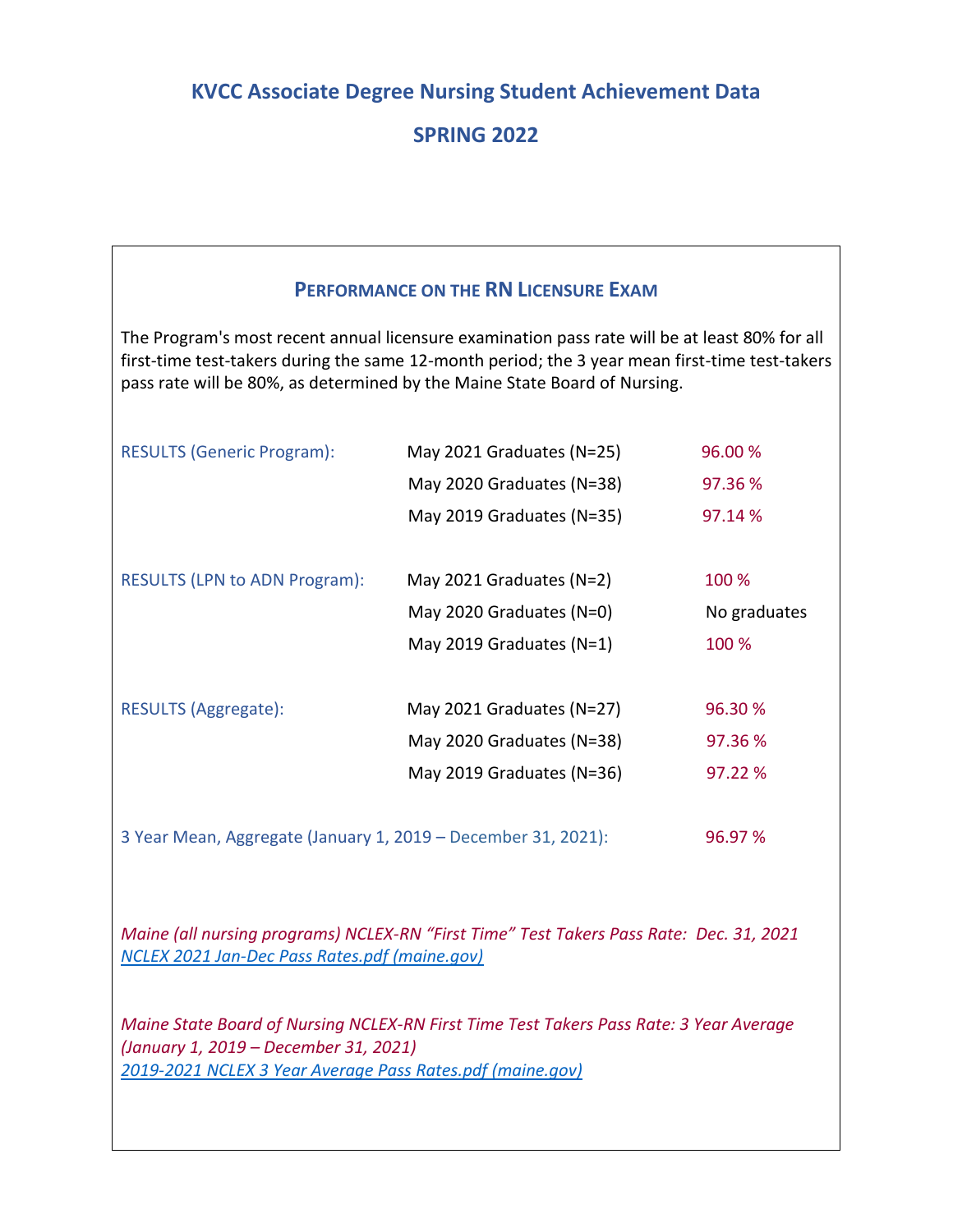# KVCC Associate Degree Nursing Student Achievement Data

## SPRING 2022

### Performance on the RN Licensure Exam

The Program's most recent annual licensure examination pass rate will be at least 80% for all first-time test-takers during the same 12-month period; the 3 year mean first-time test-takers pass rate will be 80%, as determined by the Maine State Board of Nursing.

| | | |
|---|---|---|
| RESULTS (Generic Program): | May 2021 Graduates (N=25) | 96.00 % |
| | May 2020 Graduates (N=38) | 97.36 % |
| | May 2019 Graduates (N=35) | 97.14 % |
| RESULTS (LPN to ADN Program): | May 2021 Graduates (N=2) | 100 % |
| | May 2020 Graduates (N=0) | No graduates |
| | May 2019 Graduates (N=1) | 100 % |
| RESULTS (Aggregate): | May 2021 Graduates (N=27) | 96.30 % |
| | May 2020 Graduates (N=38) | 97.36 % |
| | May 2019 Graduates (N=36) | 97.22 % |

3 Year Mean, Aggregate (January 1, 2019 – December 31, 2021): 96.97 %

*Maine (all nursing programs) NCLEX-RN "First Time" Test Takers Pass Rate: Dec. 31, 2021*
NCLEX 2021 Jan-Dec Pass Rates.pdf (maine.gov)

*Maine State Board of Nursing NCLEX-RN First Time Test Takers Pass Rate: 3 Year Average (January 1, 2019 – December 31, 2021)*
2019-2021 NCLEX 3 Year Average Pass Rates.pdf (maine.gov)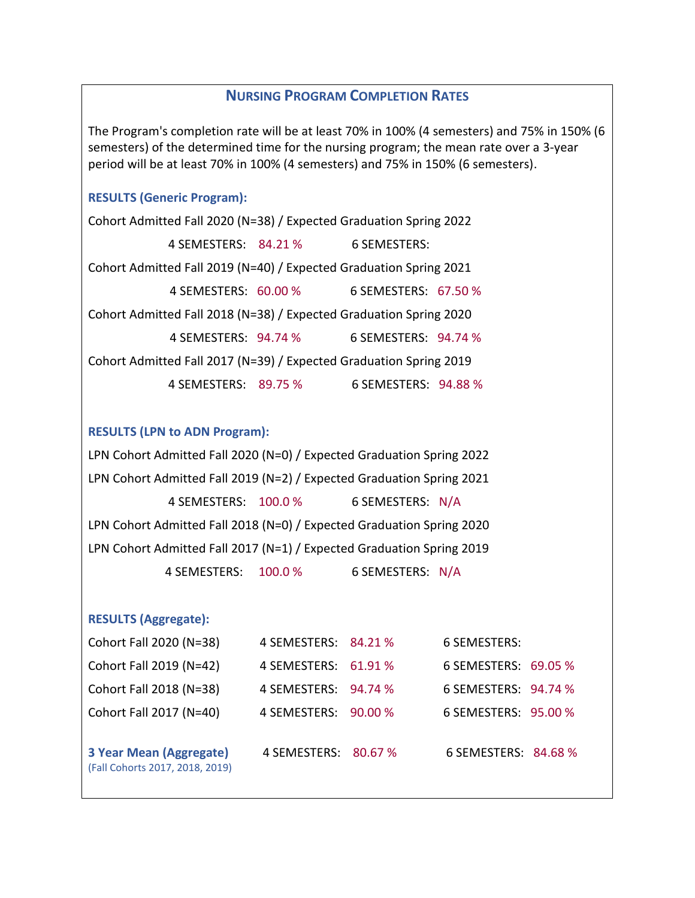## Nursing Program Completion Rates

The Program's completion rate will be at least 70% in 100% (4 semesters) and 75% in 150% (6 semesters) of the determined time for the nursing program; the mean rate over a 3-year period will be at least 70% in 100% (4 semesters) and 75% in 150% (6 semesters).

### RESULTS (Generic Program):

Cohort Admitted Fall 2020 (N=38) / Expected Graduation Spring 2022

4 SEMESTERS: 84.21 % 6 SEMESTERS:

Cohort Admitted Fall 2019 (N=40) / Expected Graduation Spring 2021

4 SEMESTERS: 60.00 % 6 SEMESTERS: 67.50 %

Cohort Admitted Fall 2018 (N=38) / Expected Graduation Spring 2020

4 SEMESTERS: 94.74 % 6 SEMESTERS: 94.74 %

Cohort Admitted Fall 2017 (N=39) / Expected Graduation Spring 2019

4 SEMESTERS: 89.75 % 6 SEMESTERS: 94.88 %

### RESULTS (LPN to ADN Program):

LPN Cohort Admitted Fall 2020 (N=0) / Expected Graduation Spring 2022

LPN Cohort Admitted Fall 2019 (N=2) / Expected Graduation Spring 2021

4 SEMESTERS: 100.0 % 6 SEMESTERS: N/A

LPN Cohort Admitted Fall 2018 (N=0) / Expected Graduation Spring 2020

LPN Cohort Admitted Fall 2017 (N=1) / Expected Graduation Spring 2019

4 SEMESTERS: 100.0 % 6 SEMESTERS: N/A

### RESULTS (Aggregate):

| Cohort | 4 SEMESTERS | 6 SEMESTERS |
|---|---|---|
| Cohort Fall 2020 (N=38) | 84.21 % | |
| Cohort Fall 2019 (N=42) | 61.91 % | 69.05 % |
| Cohort Fall 2018 (N=38) | 94.74 % | 94.74 % |
| Cohort Fall 2017 (N=40) | 90.00 % | 95.00 % |
| **3 Year Mean (Aggregate)** (Fall Cohorts 2017, 2018, 2019) | 80.67 % | 84.68 % |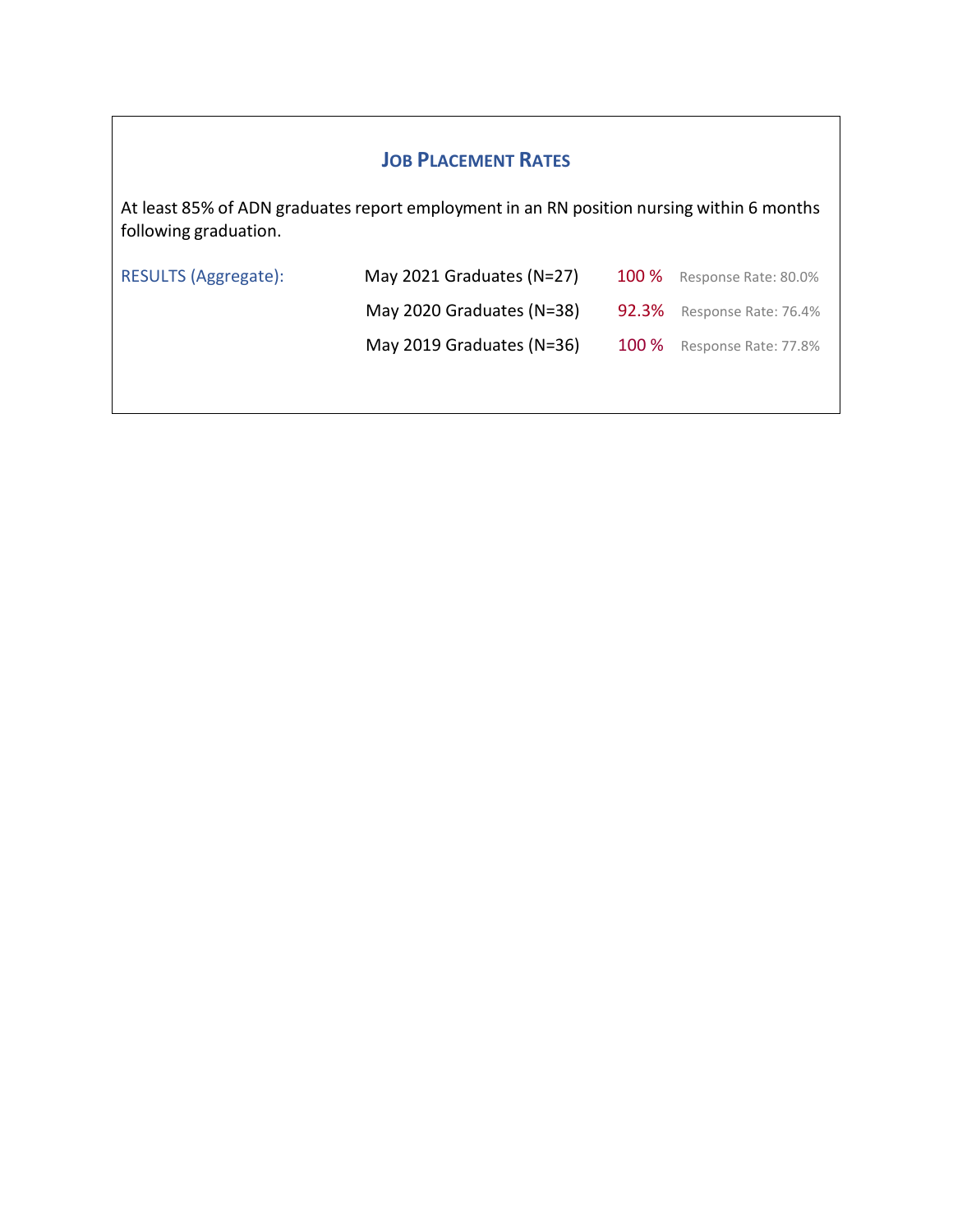## Job Placement Rates

At least 85% of ADN graduates report employment in an RN position nursing within 6 months following graduation.

| RESULTS (Aggregate): | | | |
|---|---|---|---|
| | May 2021 Graduates (N=27) | 100 % | Response Rate: 80.0% |
| | May 2020 Graduates (N=38) | 92.3% | Response Rate: 76.4% |
| | May 2019 Graduates (N=36) | 100 % | Response Rate: 77.8% |